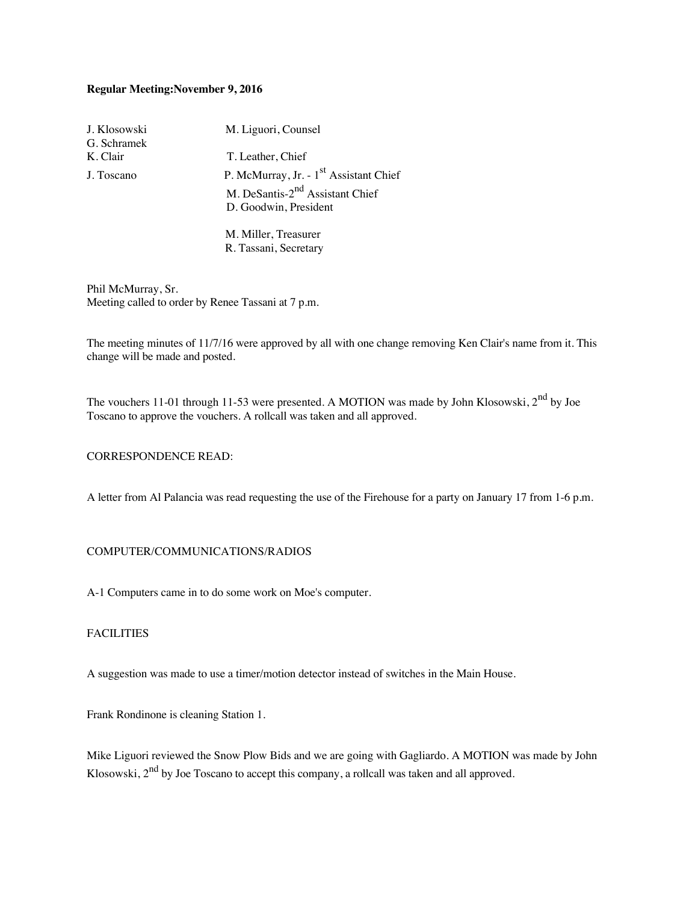**Regular Meeting:November 9, 2016**

J. Klosowski
G. Schramek
K. Clair
J. Toscano

M. Liguori, Counsel

T. Leather, Chief
P. McMurray, Jr. - 1st Assistant Chief
M. DeSantis-2nd Assistant Chief
D. Goodwin, President

M. Miller, Treasurer
R. Tassani, Secretary

Phil McMurray, Sr.
Meeting called to order by Renee Tassani at 7 p.m.

The meeting minutes of 11/7/16 were approved by all with one change removing Ken Clair's name from it. This change will be made and posted.

The vouchers 11-01 through 11-53 were presented. A MOTION was made by John Klosowski, 2nd by Joe Toscano to approve the vouchers. A rollcall was taken and all approved.

CORRESPONDENCE READ:

A letter from Al Palancia was read requesting the use of the Firehouse for a party on January 17 from 1-6 p.m.

COMPUTER/COMMUNICATIONS/RADIOS

A-1 Computers came in to do some work on Moe's computer.

FACILITIES

A suggestion was made to use a timer/motion detector instead of switches in the Main House.

Frank Rondinone is cleaning Station 1.

Mike Liguori reviewed the Snow Plow Bids and we are going with Gagliardo. A MOTION was made by John Klosowski, 2nd by Joe Toscano to accept this company, a rollcall was taken and all approved.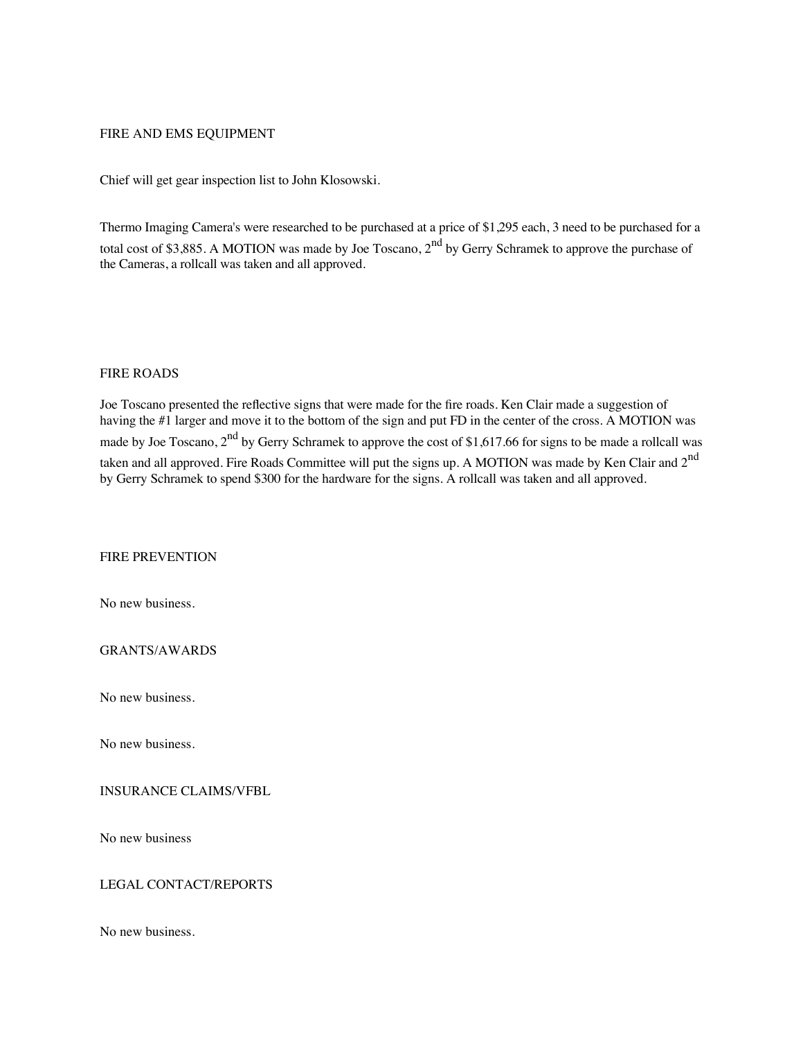## FIRE AND EMS EQUIPMENT

Chief will get gear inspection list to John Klosowski.

Thermo Imaging Camera's were researched to be purchased at a price of $1,295 each, 3 need to be purchased for a total cost of $3,885. A MOTION was made by Joe Toscano, 2nd by Gerry Schramek to approve the purchase of the Cameras, a rollcall was taken and all approved.

## FIRE ROADS

Joe Toscano presented the reflective signs that were made for the fire roads. Ken Clair made a suggestion of having the #1 larger and move it to the bottom of the sign and put FD in the center of the cross. A MOTION was made by Joe Toscano, 2nd by Gerry Schramek to approve the cost of $1,617.66 for signs to be made a rollcall was taken and all approved. Fire Roads Committee will put the signs up. A MOTION was made by Ken Clair and 2nd by Gerry Schramek to spend $300 for the hardware for the signs. A rollcall was taken and all approved.

## FIRE PREVENTION

No new business.

## GRANTS/AWARDS

No new business.

No new business.

## INSURANCE CLAIMS/VFBL

No new business

## LEGAL CONTACT/REPORTS

No new business.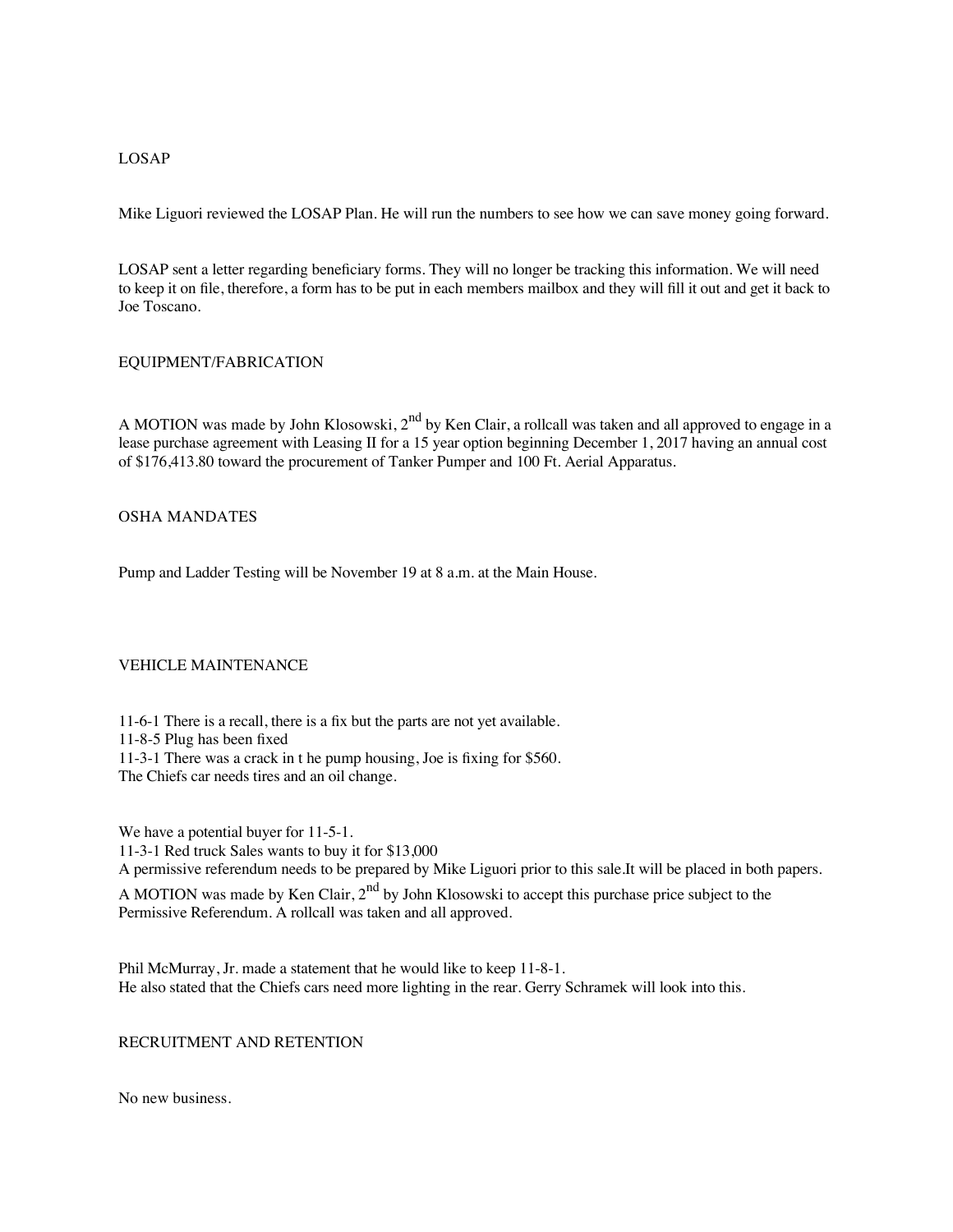## LOSAP

Mike Liguori reviewed the LOSAP Plan. He will run the numbers to see how we can save money going forward.

LOSAP sent a letter regarding beneficiary forms. They will no longer be tracking this information. We will need to keep it on file, therefore, a form has to be put in each members mailbox and they will fill it out and get it back to Joe Toscano.

## EQUIPMENT/FABRICATION

A MOTION was made by John Klosowski, 2nd by Ken Clair, a rollcall was taken and all approved to engage in a lease purchase agreement with Leasing II for a 15 year option beginning December 1, 2017 having an annual cost of $176,413.80 toward the procurement of Tanker Pumper and 100 Ft. Aerial Apparatus.

## OSHA MANDATES

Pump and Ladder Testing will be November 19 at 8 a.m. at the Main House.

## VEHICLE MAINTENANCE

11-6-1 There is a recall, there is a fix but the parts are not yet available.
11-8-5 Plug has been fixed
11-3-1 There was a crack in t he pump housing, Joe is fixing for $560.
The Chiefs car needs tires and an oil change.

We have a potential buyer for 11-5-1.
11-3-1 Red truck Sales wants to buy it for $13,000
A permissive referendum needs to be prepared by Mike Liguori prior to this sale.It will be placed in both papers.
A MOTION was made by Ken Clair, 2nd by John Klosowski to accept this purchase price subject to the Permissive Referendum. A rollcall was taken and all approved.

Phil McMurray, Jr. made a statement that he would like to keep 11-8-1.
He also stated that the Chiefs cars need more lighting in the rear. Gerry Schramek will look into this.

## RECRUITMENT AND RETENTION

No new business.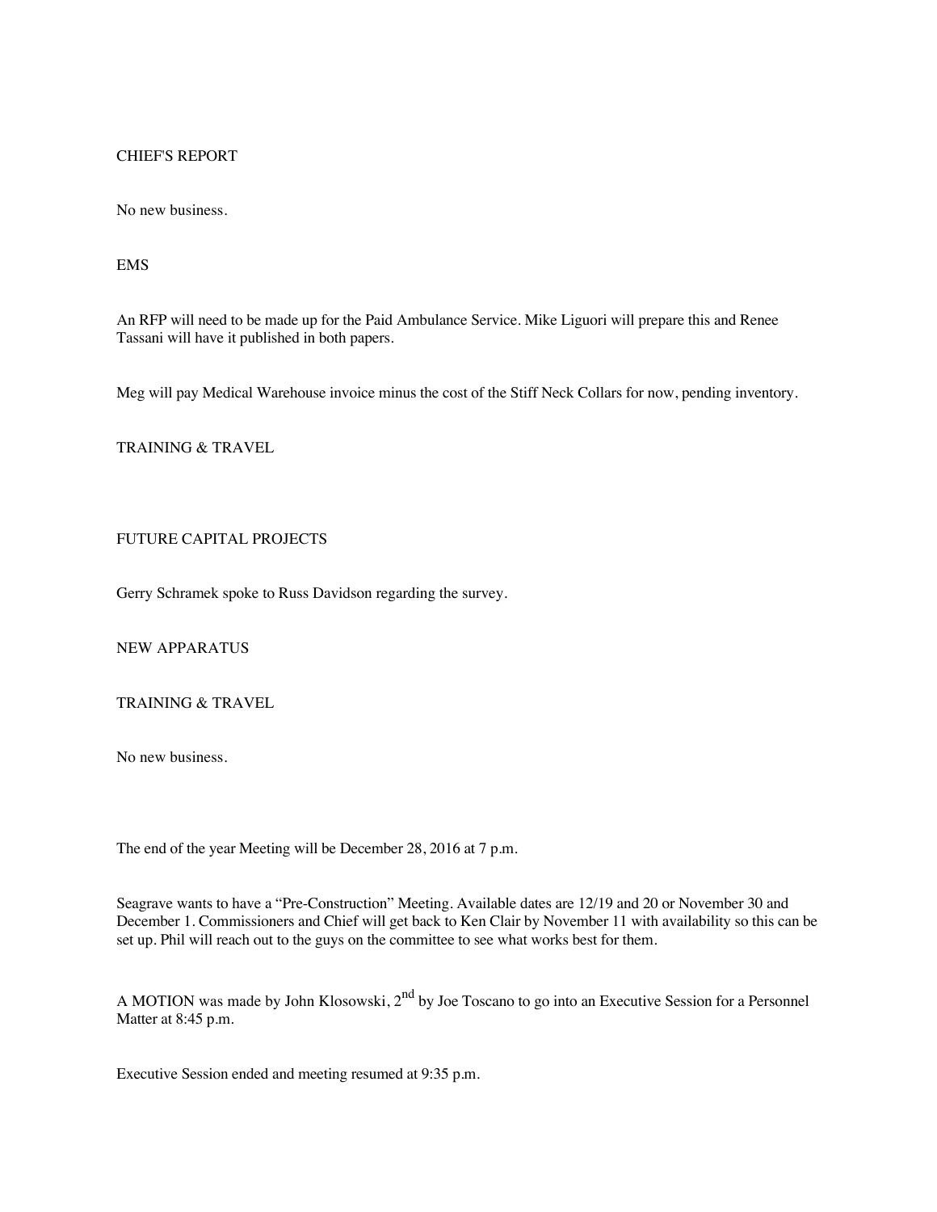## CHIEF'S REPORT

No new business.

## EMS

An RFP will need to be made up for the Paid Ambulance Service. Mike Liguori will prepare this and Renee Tassani will have it published in both papers.

Meg will pay Medical Warehouse invoice minus the cost of the Stiff Neck Collars for now, pending inventory.

## TRAINING & TRAVEL

## FUTURE CAPITAL PROJECTS

Gerry Schramek spoke to Russ Davidson regarding the survey.

## NEW APPARATUS

## TRAINING & TRAVEL

No new business.

The end of the year Meeting will be December 28, 2016 at 7 p.m.

Seagrave wants to have a "Pre-Construction" Meeting. Available dates are 12/19 and 20 or November 30 and December 1. Commissioners and Chief will get back to Ken Clair by November 11 with availability so this can be set up. Phil will reach out to the guys on the committee to see what works best for them.

A MOTION was made by John Klosowski, 2nd by Joe Toscano to go into an Executive Session for a Personnel Matter at 8:45 p.m.

Executive Session ended and meeting resumed at 9:35 p.m.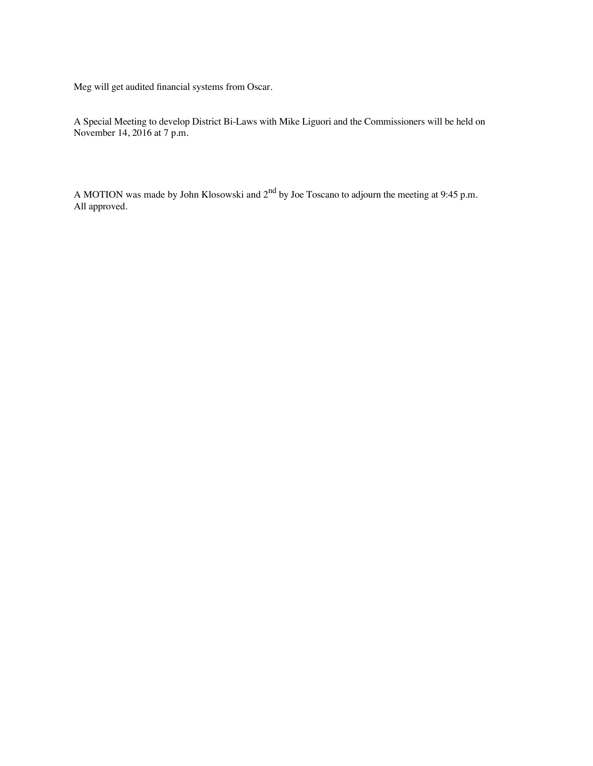Meg will get audited financial systems from Oscar.

A Special Meeting to develop District Bi-Laws with Mike Liguori and the Commissioners will be held on November 14, 2016 at 7 p.m.

A MOTION was made by John Klosowski and 2nd by Joe Toscano to adjourn the meeting at 9:45 p.m. All approved.